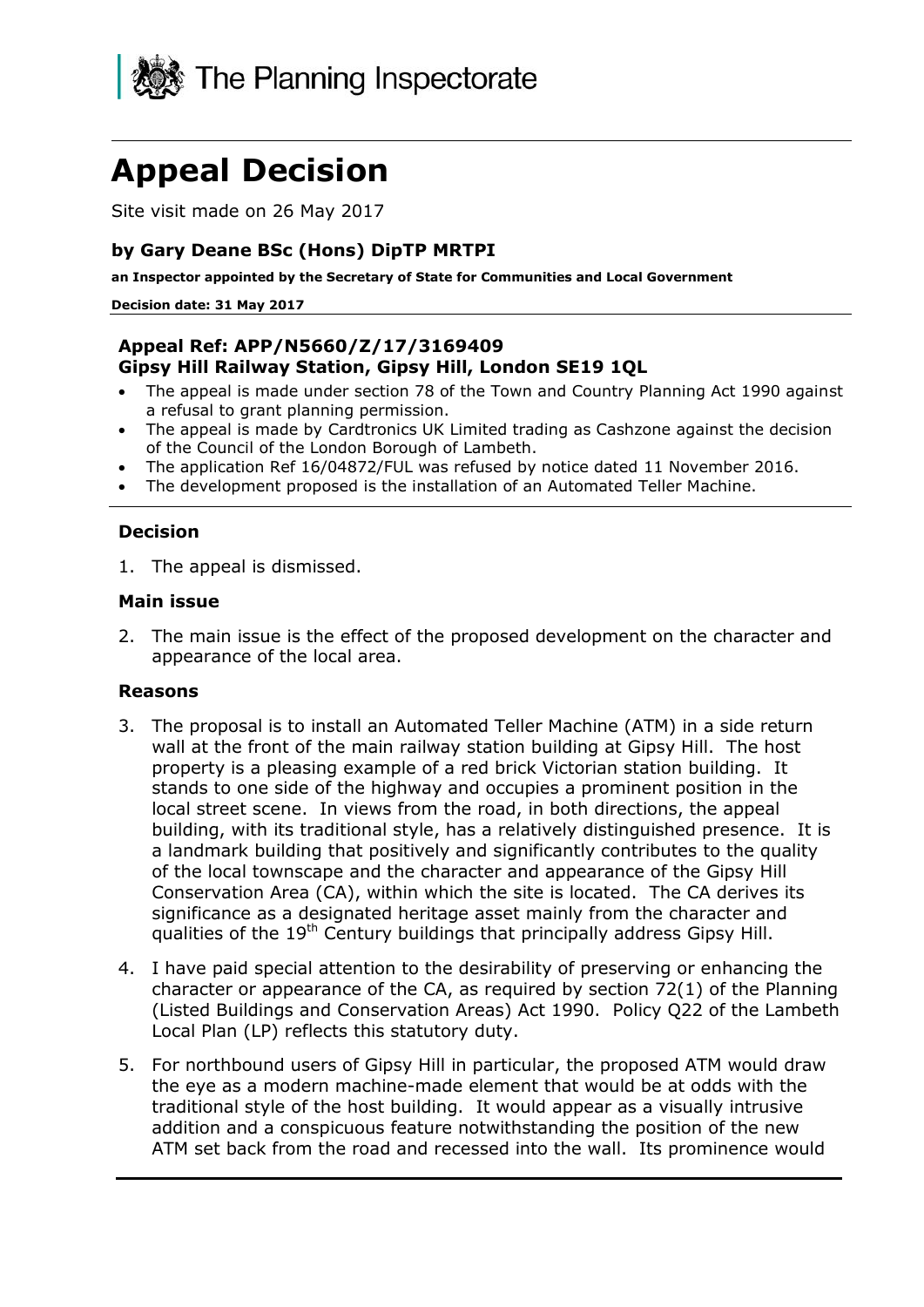The Planning Inspectorate

# Appeal Decision

Site visit made on 26 May 2017

### by Gary Deane BSc (Hons) DipTP MRTPI

**an Inspector appointed by the Secretary of State for Communities and Local Government**

**Decision date: 31 May 2017**

**Appeal Ref: APP/N5660/Z/17/3169409**
**Gipsy Hill Railway Station, Gipsy Hill, London SE19 1QL**

- The appeal is made under section 78 of the Town and Country Planning Act 1990 against a refusal to grant planning permission.
- The appeal is made by Cardtronics UK Limited trading as Cashzone against the decision of the Council of the London Borough of Lambeth.
- The application Ref 16/04872/FUL was refused by notice dated 11 November 2016.
- The development proposed is the installation of an Automated Teller Machine.

### Decision

1. The appeal is dismissed.

### Main issue

2. The main issue is the effect of the proposed development on the character and appearance of the local area.

### Reasons

3. The proposal is to install an Automated Teller Machine (ATM) in a side return wall at the front of the main railway station building at Gipsy Hill. The host property is a pleasing example of a red brick Victorian station building. It stands to one side of the highway and occupies a prominent position in the local street scene. In views from the road, in both directions, the appeal building, with its traditional style, has a relatively distinguished presence. It is a landmark building that positively and significantly contributes to the quality of the local townscape and the character and appearance of the Gipsy Hill Conservation Area (CA), within which the site is located. The CA derives its significance as a designated heritage asset mainly from the character and qualities of the 19th Century buildings that principally address Gipsy Hill.

4. I have paid special attention to the desirability of preserving or enhancing the character or appearance of the CA, as required by section 72(1) of the Planning (Listed Buildings and Conservation Areas) Act 1990. Policy Q22 of the Lambeth Local Plan (LP) reflects this statutory duty.

5. For northbound users of Gipsy Hill in particular, the proposed ATM would draw the eye as a modern machine-made element that would be at odds with the traditional style of the host building. It would appear as a visually intrusive addition and a conspicuous feature notwithstanding the position of the new ATM set back from the road and recessed into the wall. Its prominence would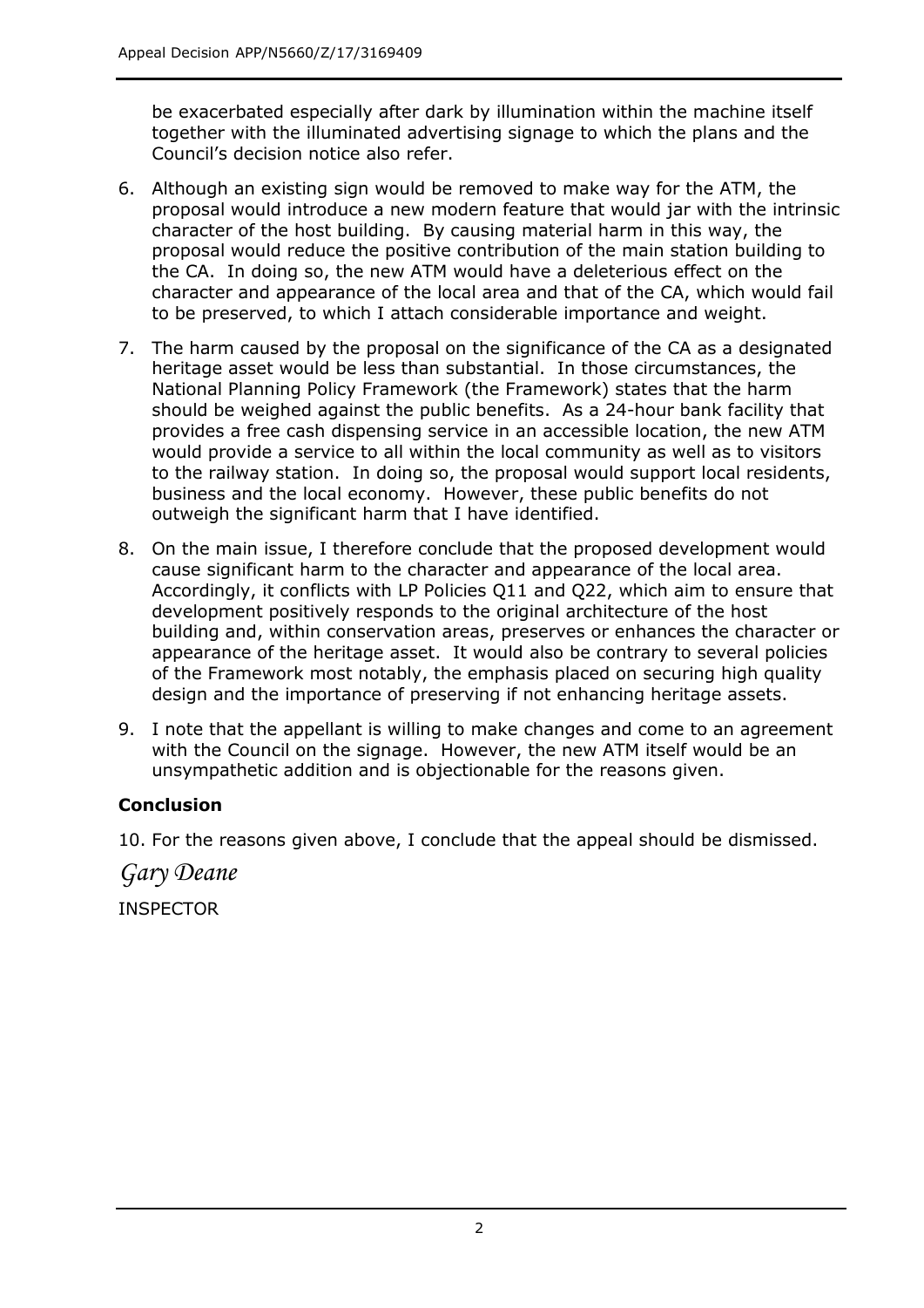be exacerbated especially after dark by illumination within the machine itself together with the illuminated advertising signage to which the plans and the Council's decision notice also refer.

6. Although an existing sign would be removed to make way for the ATM, the proposal would introduce a new modern feature that would jar with the intrinsic character of the host building. By causing material harm in this way, the proposal would reduce the positive contribution of the main station building to the CA. In doing so, the new ATM would have a deleterious effect on the character and appearance of the local area and that of the CA, which would fail to be preserved, to which I attach considerable importance and weight.

7. The harm caused by the proposal on the significance of the CA as a designated heritage asset would be less than substantial. In those circumstances, the National Planning Policy Framework (the Framework) states that the harm should be weighed against the public benefits. As a 24-hour bank facility that provides a free cash dispensing service in an accessible location, the new ATM would provide a service to all within the local community as well as to visitors to the railway station. In doing so, the proposal would support local residents, business and the local economy. However, these public benefits do not outweigh the significant harm that I have identified.

8. On the main issue, I therefore conclude that the proposed development would cause significant harm to the character and appearance of the local area. Accordingly, it conflicts with LP Policies Q11 and Q22, which aim to ensure that development positively responds to the original architecture of the host building and, within conservation areas, preserves or enhances the character or appearance of the heritage asset. It would also be contrary to several policies of the Framework most notably, the emphasis placed on securing high quality design and the importance of preserving if not enhancing heritage assets.

9. I note that the appellant is willing to make changes and come to an agreement with the Council on the signage. However, the new ATM itself would be an unsympathetic addition and is objectionable for the reasons given.

## Conclusion

10. For the reasons given above, I conclude that the appeal should be dismissed.

*Gary Deane*

INSPECTOR